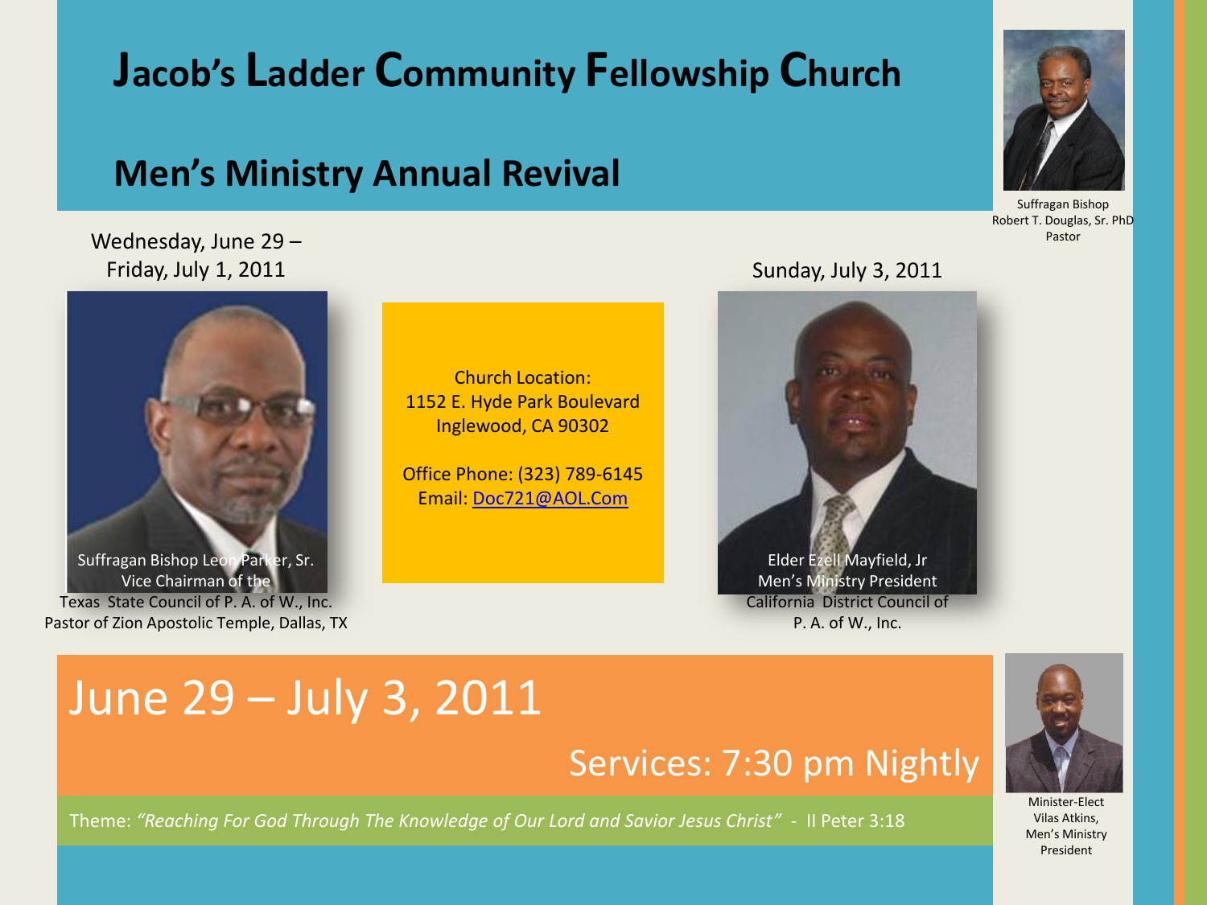# Jacob's Ladder Community Fellowship Church

## Men's Ministry Annual Revival

Suffragan Bishop
Robert T. Douglas, Sr. PhD
Pastor

Wednesday, June 29 –
Friday, July 1, 2011

Suffragan Bishop Leon Parker, Sr.
Vice Chairman of the
Texas State Council of P. A. of W., Inc.
Pastor of Zion Apostolic Temple, Dallas, TX

Church Location:
1152 E. Hyde Park Boulevard
Inglewood, CA 90302

Office Phone: (323) 789-6145
Email: Doc721@AOL.Com

Sunday, July 3, 2011

Elder Ezell Mayfield, Jr
Men's Ministry President
California District Council of
P. A. of W., Inc.

# June 29 – July 3, 2011

## Services: 7:30 pm Nightly

Theme: *"Reaching For God Through The Knowledge of Our Lord and Savior Jesus Christ"* - II Peter 3:18

Minister-Elect
Vilas Atkins,
Men's Ministry
President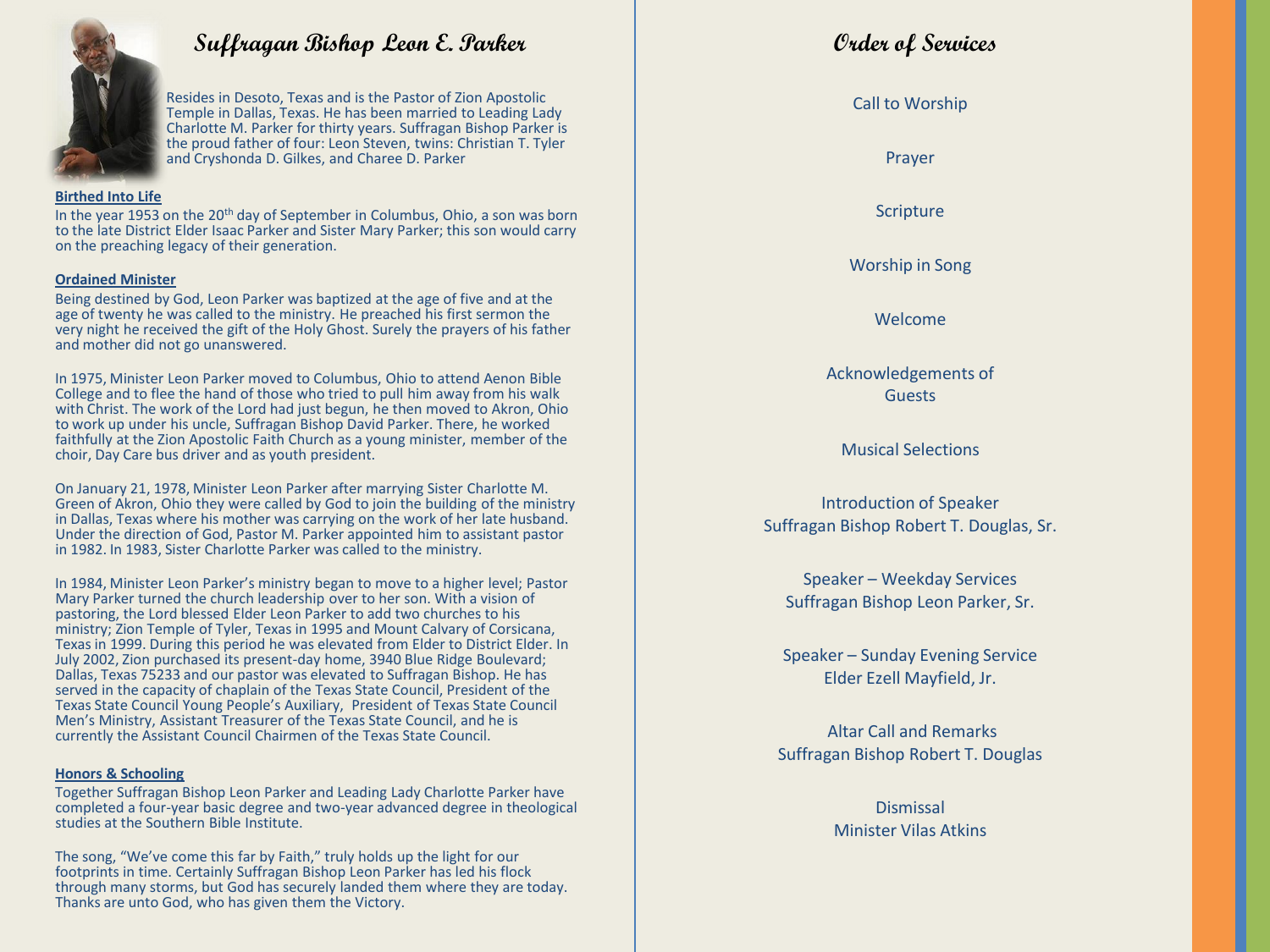## Suffragan Bishop Leon E. Parker

Resides in Desoto, Texas and is the Pastor of Zion Apostolic Temple in Dallas, Texas. He has been married to Leading Lady Charlotte M. Parker for thirty years. Suffragan Bishop Parker is the proud father of four: Leon Steven, twins: Christian T. Tyler and Cryshonda D. Gilkes, and Charee D. Parker

**Birthed Into Life**

In the year 1953 on the 20th day of September in Columbus, Ohio, a son was born to the late District Elder Isaac Parker and Sister Mary Parker; this son would carry on the preaching legacy of their generation.

**Ordained Minister**

Being destined by God, Leon Parker was baptized at the age of five and at the age of twenty he was called to the ministry. He preached his first sermon the very night he received the gift of the Holy Ghost. Surely the prayers of his father and mother did not go unanswered.

In 1975, Minister Leon Parker moved to Columbus, Ohio to attend Aenon Bible College and to flee the hand of those who tried to pull him away from his walk with Christ. The work of the Lord had just begun, he then moved to Akron, Ohio to work up under his uncle, Suffragan Bishop David Parker. There, he worked faithfully at the Zion Apostolic Faith Church as a young minister, member of the choir, Day Care bus driver and as youth president.

On January 21, 1978, Minister Leon Parker after marrying Sister Charlotte M. Green of Akron, Ohio they were called by God to join the building of the ministry in Dallas, Texas where his mother was carrying on the work of her late husband. Under the direction of God, Pastor M. Parker appointed him to assistant pastor in 1982. In 1983, Sister Charlotte Parker was called to the ministry.

In 1984, Minister Leon Parker's ministry began to move to a higher level; Pastor Mary Parker turned the church leadership over to her son. With a vision of pastoring, the Lord blessed Elder Leon Parker to add two churches to his ministry; Zion Temple of Tyler, Texas in 1995 and Mount Calvary of Corsicana, Texas in 1999. During this period he was elevated from Elder to District Elder. In July 2002, Zion purchased its present-day home, 3940 Blue Ridge Boulevard; Dallas, Texas 75233 and our pastor was elevated to Suffragan Bishop. He has served in the capacity of chaplain of the Texas State Council, President of the Texas State Council Young People's Auxiliary, President of Texas State Council Men's Ministry, Assistant Treasurer of the Texas State Council, and he is currently the Assistant Council Chairmen of the Texas State Council.

**Honors & Schooling**

Together Suffragan Bishop Leon Parker and Leading Lady Charlotte Parker have completed a four-year basic degree and two-year advanced degree in theological studies at the Southern Bible Institute.

The song, "We've come this far by Faith," truly holds up the light for our footprints in time. Certainly Suffragan Bishop Leon Parker has led his flock through many storms, but God has securely landed them where they are today. Thanks are unto God, who has given them the Victory.

## Order of Services

Call to Worship

Prayer

Scripture

Worship in Song

Welcome

Acknowledgements of Guests

Musical Selections

Introduction of Speaker
Suffragan Bishop Robert T. Douglas, Sr.

Speaker – Weekday Services
Suffragan Bishop Leon Parker, Sr.

Speaker – Sunday Evening Service
Elder Ezell Mayfield, Jr.

Altar Call and Remarks
Suffragan Bishop Robert T. Douglas

Dismissal
Minister Vilas Atkins